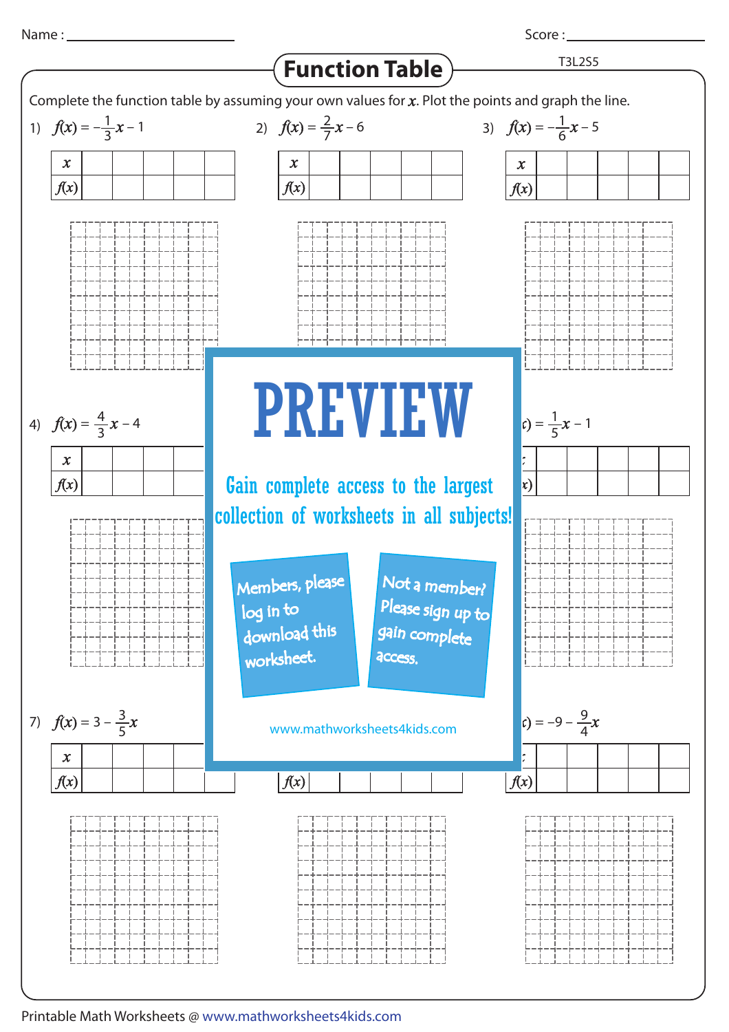Name : ______________________ Score : ______________________

# Function Table

Complete the function table by assuming your own values for $x$. Plot the points and graph the line.

1) $f(x) = -\frac{1}{3}x - 1$

| $x$ | | | | | |
|---|---|---|---|---|---|
| $f(x)$ | | | | | |

2) $f(x) = \frac{2}{7}x - 6$

| $x$ | | | | | |
|---|---|---|---|---|---|
| $f(x)$ | | | | | |

3) $f(x) = -\frac{1}{6}x - 5$

| $x$ | | | | | |
|---|---|---|---|---|---|
| $f(x)$ | | | | | |

4) $f(x) = \frac{4}{3}x - 4$

| $x$ | | | | | |
|---|---|---|---|---|---|
| $f(x)$ | | | | | |

$c) = \frac{1}{5}x - 1$

| $x$ | | | | | |
|---|---|---|---|---|---|
| $f(x)$ | | | | | |

7) $f(x) = 3 - \frac{3}{5}x$

| $x$ | | | | | |
|---|---|---|---|---|---|
| $f(x)$ | | | | | |

| $x$ | | | | | |
|---|---|---|---|---|---|
| $f(x)$ | | | | | |

$c) = -9 - \frac{9}{4}x$

| $x$ | | | | | |
|---|---|---|---|---|---|
| $f(x)$ | | | | | |

PREVIEW

Gain complete access to the largest collection of worksheets in all subjects!

Members, please log in to download this worksheet.

Not a member? Please sign up to gain complete access.

www.mathworksheets4kids.com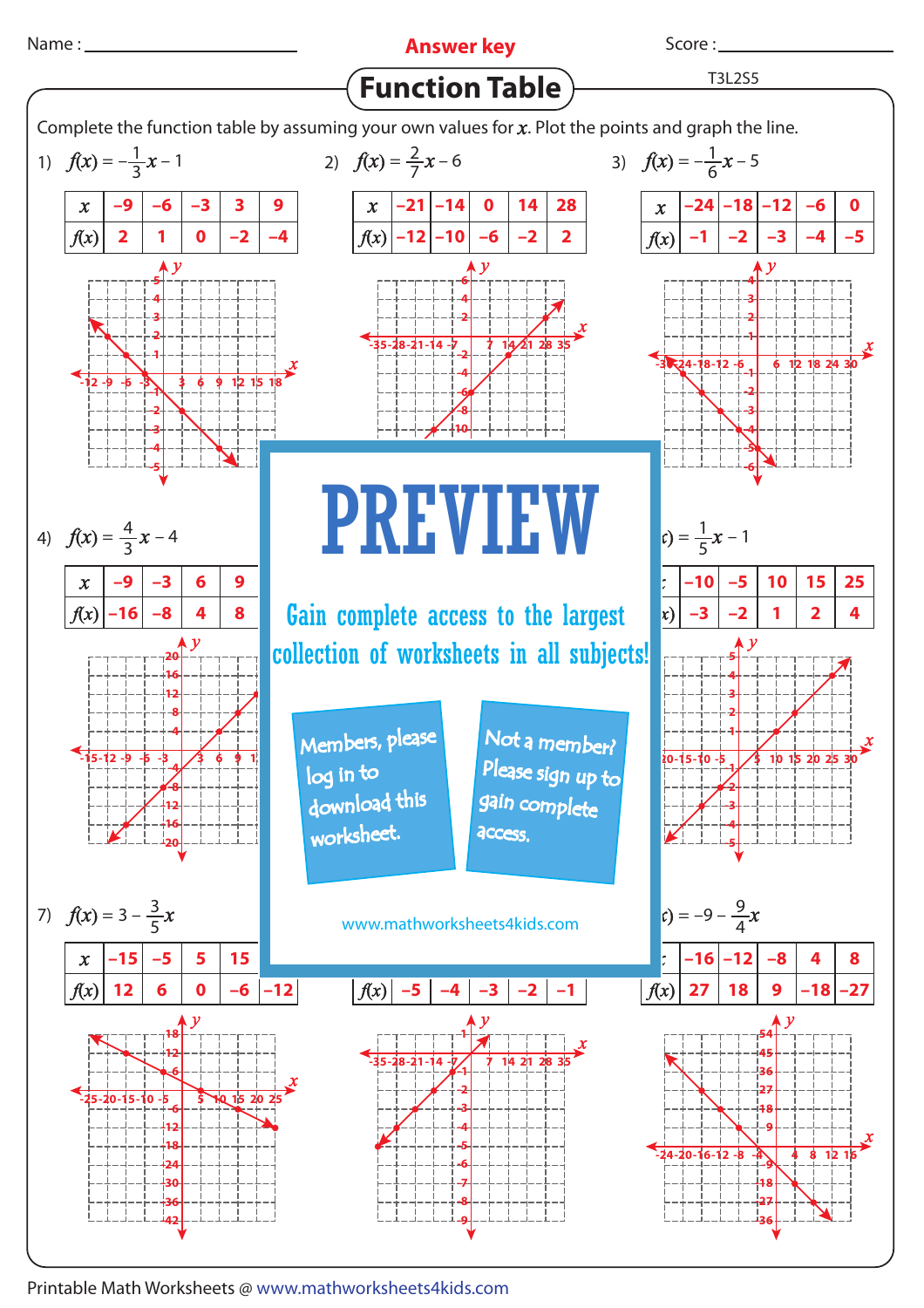Name :

**Answer key**

Score :

# Function Table

T3L2S5

Complete the function table by assuming your own values for $x$. Plot the points and graph the line.

1) $f(x) = -\frac{1}{3}x - 1$

| $x$ | −9 | −6 | −3 | 3 | 9 |
|---|---|---|---|---|---|
| $f(x)$ | 2 | 1 | 0 | −2 | −4 |

2) $f(x) = \frac{2}{7}x - 6$

| $x$ | −21 | −14 | 0 | 14 | 28 |
|---|---|---|---|---|---|
| $f(x)$ | −12 | −10 | −6 | −2 | 2 |

3) $f(x) = -\frac{1}{6}x - 5$

| $x$ | −24 | −18 | −12 | −6 | 0 |
|---|---|---|---|---|---|
| $f(x)$ | −1 | −2 | −3 | −4 | −5 |

4) $f(x) = \frac{4}{3}x - 4$

| $x$ | −9 | −3 | 6 | 9 |
|---|---|---|---|---|
| $f(x)$ | −16 | −8 | 4 | 8 |

6) $f(x) = \frac{1}{5}x - 1$

| $x$ | −10 | −5 | 10 | 15 | 25 |
|---|---|---|---|---|---|
| $f(x)$ | −3 | −2 | 1 | 2 | 4 |

7) $f(x) = 3 - \frac{3}{5}x$

| $x$ | −15 | −5 | 5 | 15 | |
|---|---|---|---|---|---|
| $f(x)$ | 12 | 6 | 0 | −6 | −12 |

8)

| $x$ | | | | | |
|---|---|---|---|---|---|
| $f(x)$ | −5 | −4 | −3 | −2 | −1 |

9) $f(x) = -9 - \frac{9}{4}x$

| $x$ | −16 | −12 | −8 | 4 | 8 |
|---|---|---|---|---|---|
| $f(x)$ | 27 | 18 | 9 | −18 | −27 |

**PREVIEW**

Gain complete access to the largest collection of worksheets in all subjects!

Members, please log in to download this worksheet.

Not a member? Please sign up to gain complete access.

www.mathworksheets4kids.com

Printable Math Worksheets @ www.mathworksheets4kids.com